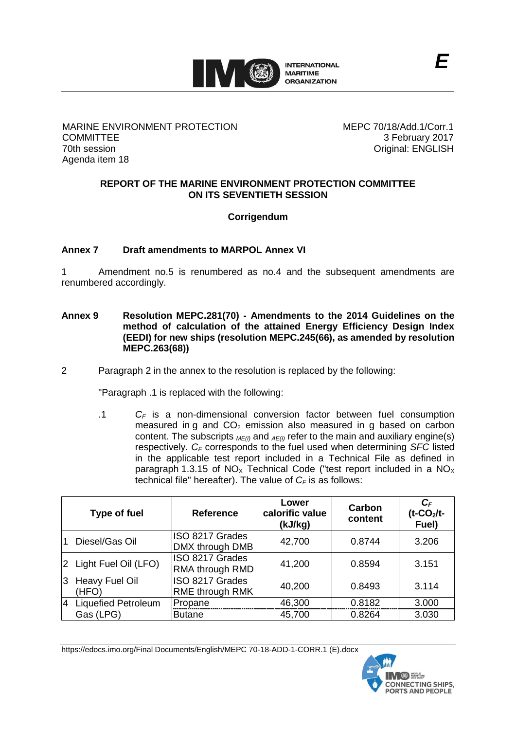E

MARINE ENVIRONMENT PROTECTION COMMITTEE
70th session
Agenda item 18

MEPC 70/18/Add.1/Corr.1
3 February 2017
Original: ENGLISH

**REPORT OF THE MARINE ENVIRONMENT PROTECTION COMMITTEE ON ITS SEVENTIETH SESSION**

**Corrigendum**

**Annex 7 Draft amendments to MARPOL Annex VI**

1 Amendment no.5 is renumbered as no.4 and the subsequent amendments are renumbered accordingly.

**Annex 9 Resolution MEPC.281(70) - Amendments to the 2014 Guidelines on the method of calculation of the attained Energy Efficiency Design Index (EEDI) for new ships (resolution MEPC.245(66), as amended by resolution MEPC.263(68))**

2 Paragraph 2 in the annex to the resolution is replaced by the following:

"Paragraph .1 is replaced with the following:

.1 $C_F$ is a non-dimensional conversion factor between fuel consumption measured in g and $CO_2$ emission also measured in g based on carbon content. The subscripts $_{ME(i)}$ and $_{AE(i)}$ refer to the main and auxiliary engine(s) respectively. $C_F$ corresponds to the fuel used when determining *SFC* listed in the applicable test report included in a Technical File as defined in paragraph 1.3.15 of $NO_X$ Technical Code ("test report included in a $NO_X$ technical file" hereafter). The value of $C_F$ is as follows:

| Type of fuel | Reference | Lower calorific value (kJ/kg) | Carbon content | $C_F$ (t-$CO_2$/t-Fuel) |
|---|---|---|---|---|
| 1 Diesel/Gas Oil | ISO 8217 Grades DMX through DMB | 42,700 | 0.8744 | 3.206 |
| 2 Light Fuel Oil (LFO) | ISO 8217 Grades RMA through RMD | 41,200 | 0.8594 | 3.151 |
| 3 Heavy Fuel Oil (HFO) | ISO 8217 Grades RME through RMK | 40,200 | 0.8493 | 3.114 |
| 4 Liquefied Petroleum Gas (LPG) | Propane | 46,300 | 0.8182 | 3.000 |
| | Butane | 45,700 | 0.8264 | 3.030 |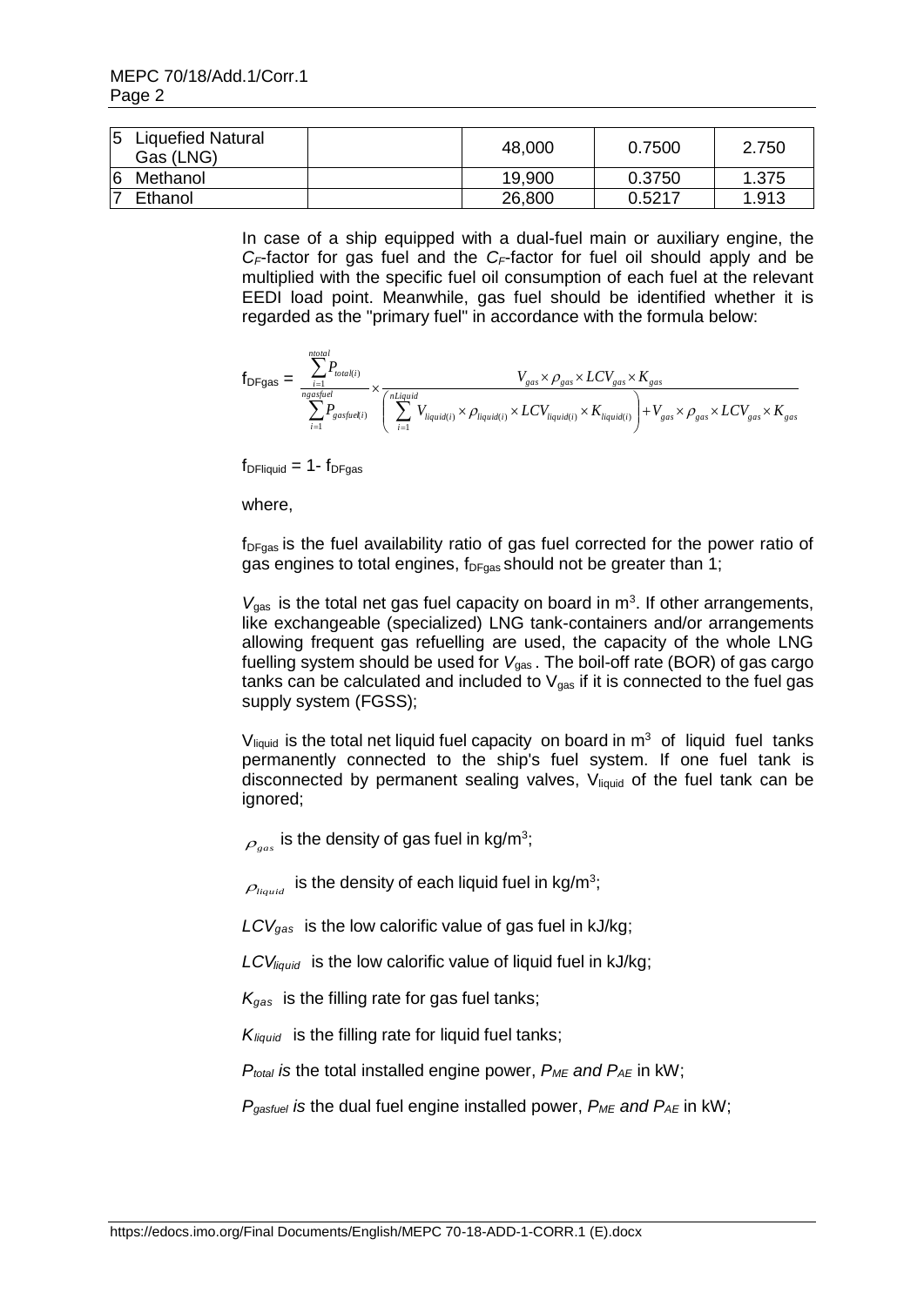| 5 | Liquefied Natural Gas (LNG) | | 48,000 | 0.7500 | 2.750 |
|---|---|---|---|---|---|
| 6 | Methanol | | 19,900 | 0.3750 | 1.375 |
| 7 | Ethanol | | 26,800 | 0.5217 | 1.913 |

In case of a ship equipped with a dual-fuel main or auxiliary engine, the $C_F$-factor for gas fuel and the $C_F$-factor for fuel oil should apply and be multiplied with the specific fuel oil consumption of each fuel at the relevant EEDI load point. Meanwhile, gas fuel should be identified whether it is regarded as the "primary fuel" in accordance with the formula below:

$$f_{DFgas} = \frac{\sum_{i=1}^{ntotal} P_{total(i)}}{\sum_{i=1}^{ngasfuel} P_{gasfuel(i)}} \times \frac{V_{gas} \times \rho_{gas} \times LCV_{gas} \times K_{gas}}{\left( \sum_{i=1}^{nLiquid} V_{liquid(i)} \times \rho_{liquid(i)} \times LCV_{liquid(i)} \times K_{liquid(i)} \right) + V_{gas} \times \rho_{gas} \times LCV_{gas} \times K_{gas}}$$

$f_{DFliquid} = 1 - f_{DFgas}$

where,

$f_{DFgas}$ is the fuel availability ratio of gas fuel corrected for the power ratio of gas engines to total engines, $f_{DFgas}$ should not be greater than 1;

$V_{gas}$ is the total net gas fuel capacity on board in $m^3$. If other arrangements, like exchangeable (specialized) LNG tank-containers and/or arrangements allowing frequent gas refuelling are used, the capacity of the whole LNG fuelling system should be used for $V_{gas}$. The boil-off rate (BOR) of gas cargo tanks can be calculated and included to $V_{gas}$ if it is connected to the fuel gas supply system (FGSS);

$V_{liquid}$ is the total net liquid fuel capacity on board in $m^3$ of liquid fuel tanks permanently connected to the ship's fuel system. If one fuel tank is disconnected by permanent sealing valves, $V_{liquid}$ of the fuel tank can be ignored;

$\rho_{gas}$ is the density of gas fuel in kg/$m^3$;

$\rho_{liquid}$ is the density of each liquid fuel in kg/$m^3$;

$LCV_{gas}$ is the low calorific value of gas fuel in kJ/kg;

$LCV_{liquid}$ is the low calorific value of liquid fuel in kJ/kg;

$K_{gas}$ is the filling rate for gas fuel tanks;

$K_{liquid}$ is the filling rate for liquid fuel tanks;

$P_{total}$ *is* the total installed engine power, $P_{ME}$ *and* $P_{AE}$ in kW;

$P_{gasfuel}$ *is* the dual fuel engine installed power, $P_{ME}$ *and* $P_{AE}$ in kW;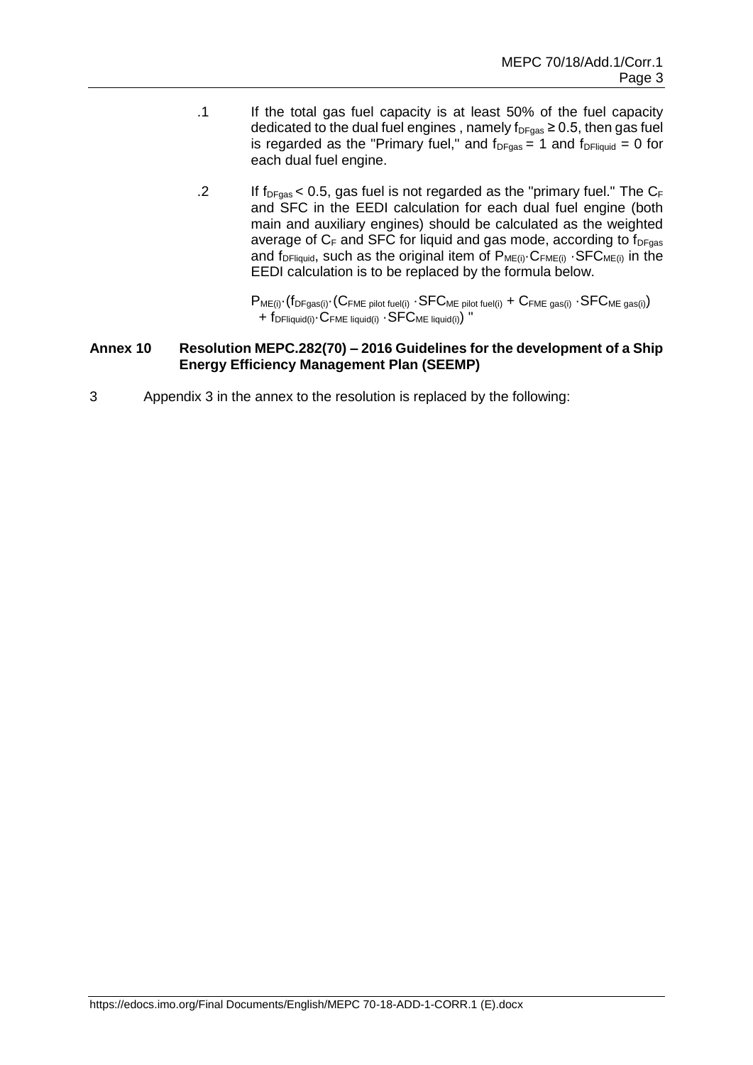.1 If the total gas fuel capacity is at least 50% of the fuel capacity dedicated to the dual fuel engines , namely $f_{DFgas} \geq 0.5$, then gas fuel is regarded as the "Primary fuel," and $f_{DFgas} = 1$ and $f_{DFliquid} = 0$ for each dual fuel engine.

.2 If $f_{DFgas} < 0.5$, gas fuel is not regarded as the "primary fuel." The $C_F$ and SFC in the EEDI calculation for each dual fuel engine (both main and auxiliary engines) should be calculated as the weighted average of $C_F$ and SFC for liquid and gas mode, according to $f_{DFgas}$ and $f_{DFliquid}$, such as the original item of $P_{ME(i)} \cdot C_{FME(i)} \cdot SFC_{ME(i)}$ in the EEDI calculation is to be replaced by the formula below.

$$P_{ME(i)} \cdot (f_{DFgas(i)} \cdot (C_{FME\ pilot\ fuel(i)} \cdot SFC_{ME\ pilot\ fuel(i)} + C_{FME\ gas(i)} \cdot SFC_{ME\ gas(i)}) + f_{DFliquid(i)} \cdot C_{FME\ liquid(i)} \cdot SFC_{ME\ liquid(i)})$$ "

**Annex 10 Resolution MEPC.282(70) – 2016 Guidelines for the development of a Ship Energy Efficiency Management Plan (SEEMP)**

3 Appendix 3 in the annex to the resolution is replaced by the following: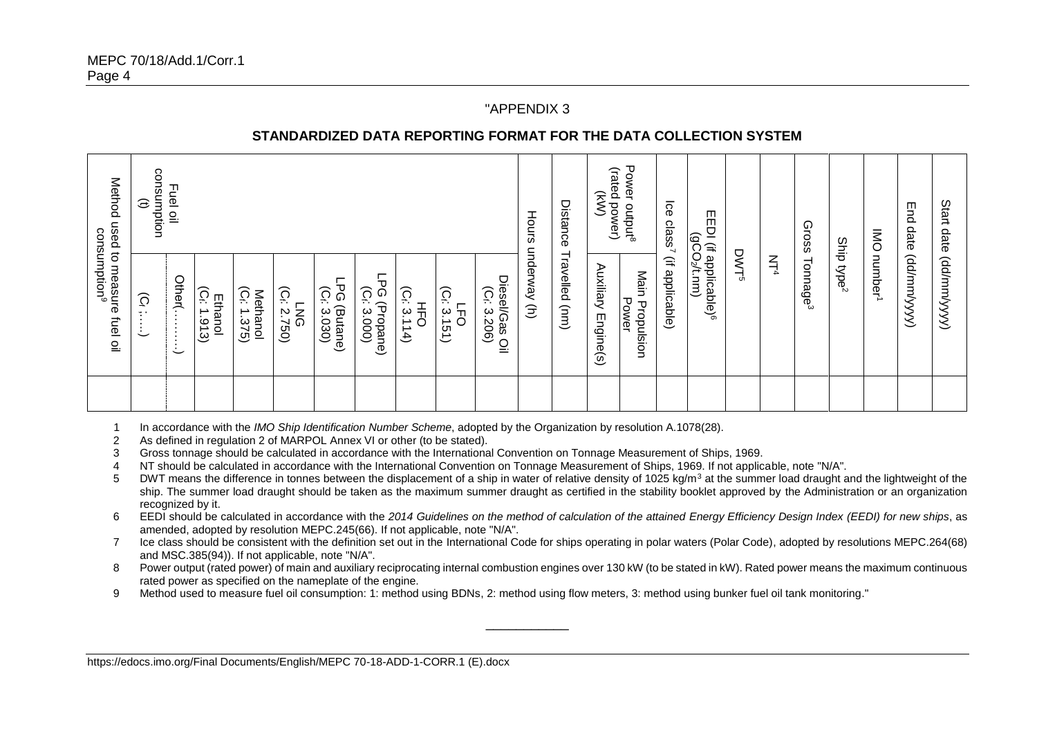"APPENDIX 3

## STANDARDIZED DATA REPORTING FORMAT FOR THE DATA COLLECTION SYSTEM

| Start date (dd/mm/yyyy) | End date (dd/mm/yyyy) | IMO number[1] | Ship type[2] | Gross Tonnage[3] | NT[4] | DWT[5] | EEDI (if applicable)[6] ($gCO_2/t.nm$) | Ice class[7] (if applicable) | Power output[8] (rated power) (kW) | | Distance Travelled (nm) | Hours underway (h) | Fuel oil consumption (t) | | | | | | | | | | Method used to measure fuel oil consumption[9] |
|---|---|---|---|---|---|---|---|---|---|---|---|---|---|---|---|---|---|---|---|---|---|---|---|
| | | | | | | | | | Main Propulsion Power | Auxiliary Engine(s) | | | Diesel/Gas Oil ($C_f$: 3.206) | LFO ($C_f$: 3.151) | HFO ($C_f$: 3.114) | LPG (Propane) ($C_f$: 3.000) | LPG (Butane) ($C_f$: 3.030) | LNG ($C_f$: 2.750) | Methanol ($C_f$: 1.375) | Ethanol ($C_f$: 1.913) | Other(……….) | ($C_f$ :.....) | |
| | | | | | | | | | | | | | | | | | | | | | | | |

1 In accordance with the *IMO Ship Identification Number Scheme*, adopted by the Organization by resolution A.1078(28).
2 As defined in regulation 2 of MARPOL Annex VI or other (to be stated).
3 Gross tonnage should be calculated in accordance with the International Convention on Tonnage Measurement of Ships, 1969.
4 NT should be calculated in accordance with the International Convention on Tonnage Measurement of Ships, 1969. If not applicable, note "N/A".
5 DWT means the difference in tonnes between the displacement of a ship in water of relative density of 1025 $kg/m^3$ at the summer load draught and the lightweight of the ship. The summer load draught should be taken as the maximum summer draught as certified in the stability booklet approved by the Administration or an organization recognized by it.
6 EEDI should be calculated in accordance with the *2014 Guidelines on the method of calculation of the attained Energy Efficiency Design Index (EEDI) for new ships*, as amended, adopted by resolution MEPC.245(66). If not applicable, note "N/A".
7 Ice class should be consistent with the definition set out in the International Code for ships operating in polar waters (Polar Code), adopted by resolutions MEPC.264(68) and MSC.385(94)). If not applicable, note "N/A".
8 Power output (rated power) of main and auxiliary reciprocating internal combustion engines over 130 kW (to be stated in kW). Rated power means the maximum continuous rated power as specified on the nameplate of the engine.
9 Method used to measure fuel oil consumption: 1: method using BDNs, 2: method using flow meters, 3: method using bunker fuel oil tank monitoring."

___________